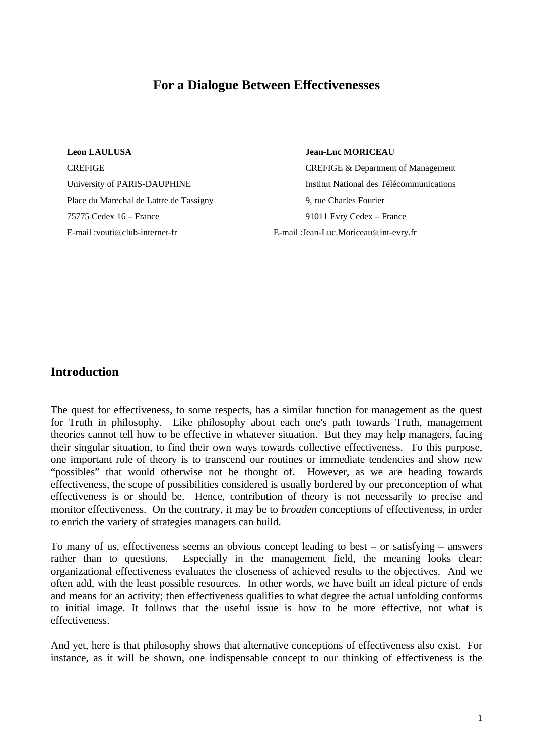# For a Dialogue Between Effectivenesses

**Leon LAULUSA**
CREFIGE
University of PARIS-DAUPHINE
Place du Marechal de Lattre de Tassigny
75775 Cedex 16 – France
E-mail :vouti@club-internet-fr

**Jean-Luc MORICEAU**
CREFIGE & Department of Management
Institut National des Télécommunications
9, rue Charles Fourier
91011 Evry Cedex – France
E-mail :Jean-Luc.Moriceau@int-evry.fr

## Introduction

The quest for effectiveness, to some respects, has a similar function for management as the quest for Truth in philosophy. Like philosophy about each one's path towards Truth, management theories cannot tell how to be effective in whatever situation. But they may help managers, facing their singular situation, to find their own ways towards collective effectiveness. To this purpose, one important role of theory is to transcend our routines or immediate tendencies and show new "possibles" that would otherwise not be thought of. However, as we are heading towards effectiveness, the scope of possibilities considered is usually bordered by our preconception of what effectiveness is or should be. Hence, contribution of theory is not necessarily to precise and monitor effectiveness. On the contrary, it may be to *broaden* conceptions of effectiveness, in order to enrich the variety of strategies managers can build.

To many of us, effectiveness seems an obvious concept leading to best – or satisfying – answers rather than to questions. Especially in the management field, the meaning looks clear: organizational effectiveness evaluates the closeness of achieved results to the objectives. And we often add, with the least possible resources. In other words, we have built an ideal picture of ends and means for an activity; then effectiveness qualifies to what degree the actual unfolding conforms to initial image. It follows that the useful issue is how to be more effective, not what is effectiveness.

And yet, here is that philosophy shows that alternative conceptions of effectiveness also exist. For instance, as it will be shown, one indispensable concept to our thinking of effectiveness is the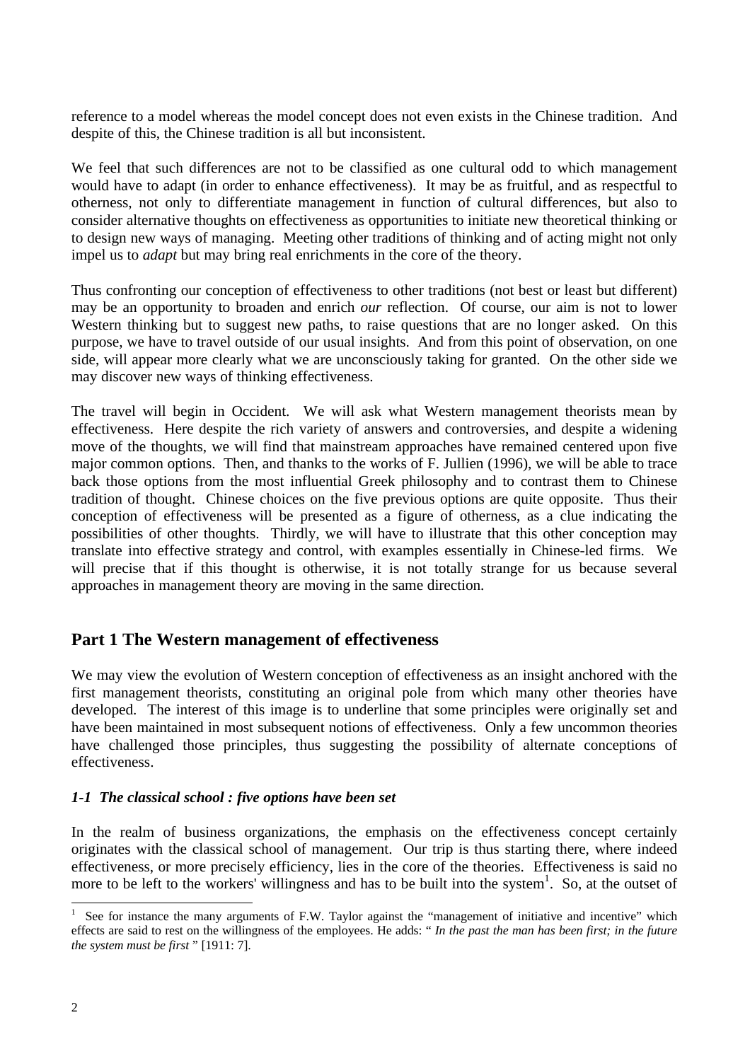reference to a model whereas the model concept does not even exists in the Chinese tradition. And despite of this, the Chinese tradition is all but inconsistent.

We feel that such differences are not to be classified as one cultural odd to which management would have to adapt (in order to enhance effectiveness). It may be as fruitful, and as respectful to otherness, not only to differentiate management in function of cultural differences, but also to consider alternative thoughts on effectiveness as opportunities to initiate new theoretical thinking or to design new ways of managing. Meeting other traditions of thinking and of acting might not only impel us to *adapt* but may bring real enrichments in the core of the theory.

Thus confronting our conception of effectiveness to other traditions (not best or least but different) may be an opportunity to broaden and enrich *our* reflection. Of course, our aim is not to lower Western thinking but to suggest new paths, to raise questions that are no longer asked. On this purpose, we have to travel outside of our usual insights. And from this point of observation, on one side, will appear more clearly what we are unconsciously taking for granted. On the other side we may discover new ways of thinking effectiveness.

The travel will begin in Occident. We will ask what Western management theorists mean by effectiveness. Here despite the rich variety of answers and controversies, and despite a widening move of the thoughts, we will find that mainstream approaches have remained centered upon five major common options. Then, and thanks to the works of F. Jullien (1996), we will be able to trace back those options from the most influential Greek philosophy and to contrast them to Chinese tradition of thought. Chinese choices on the five previous options are quite opposite. Thus their conception of effectiveness will be presented as a figure of otherness, as a clue indicating the possibilities of other thoughts. Thirdly, we will have to illustrate that this other conception may translate into effective strategy and control, with examples essentially in Chinese-led firms. We will precise that if this thought is otherwise, it is not totally strange for us because several approaches in management theory are moving in the same direction.

## Part 1 The Western management of effectiveness

We may view the evolution of Western conception of effectiveness as an insight anchored with the first management theorists, constituting an original pole from which many other theories have developed. The interest of this image is to underline that some principles were originally set and have been maintained in most subsequent notions of effectiveness. Only a few uncommon theories have challenged those principles, thus suggesting the possibility of alternate conceptions of effectiveness.

### *1-1 The classical school : five options have been set*

In the realm of business organizations, the emphasis on the effectiveness concept certainly originates with the classical school of management. Our trip is thus starting there, where indeed effectiveness, or more precisely efficiency, lies in the core of the theories. Effectiveness is said no more to be left to the workers' willingness and has to be built into the system[1]. So, at the outset of

---

[1] See for instance the many arguments of F.W. Taylor against the "management of initiative and incentive" which effects are said to rest on the willingness of the employees. He adds: " *In the past the man has been first; in the future the system must be first* " [1911: 7].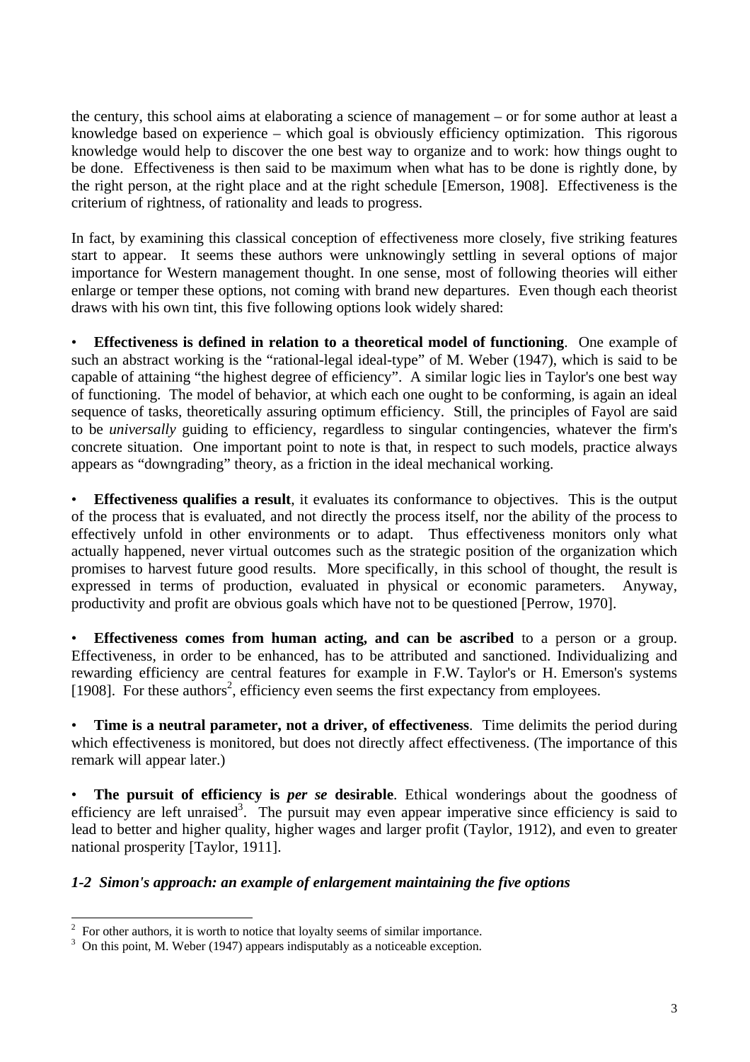the century, this school aims at elaborating a science of management – or for some author at least a knowledge based on experience – which goal is obviously efficiency optimization. This rigorous knowledge would help to discover the one best way to organize and to work: how things ought to be done. Effectiveness is then said to be maximum when what has to be done is rightly done, by the right person, at the right place and at the right schedule [Emerson, 1908]. Effectiveness is the criterium of rightness, of rationality and leads to progress.

In fact, by examining this classical conception of effectiveness more closely, five striking features start to appear. It seems these authors were unknowingly settling in several options of major importance for Western management thought. In one sense, most of following theories will either enlarge or temper these options, not coming with brand new departures. Even though each theorist draws with his own tint, this five following options look widely shared:

- **Effectiveness is defined in relation to a theoretical model of functioning**. One example of such an abstract working is the "rational-legal ideal-type" of M. Weber (1947), which is said to be capable of attaining "the highest degree of efficiency". A similar logic lies in Taylor's one best way of functioning. The model of behavior, at which each one ought to be conforming, is again an ideal sequence of tasks, theoretically assuring optimum efficiency. Still, the principles of Fayol are said to be *universally* guiding to efficiency, regardless to singular contingencies, whatever the firm's concrete situation. One important point to note is that, in respect to such models, practice always appears as "downgrading" theory, as a friction in the ideal mechanical working.

- **Effectiveness qualifies a result**, it evaluates its conformance to objectives. This is the output of the process that is evaluated, and not directly the process itself, nor the ability of the process to effectively unfold in other environments or to adapt. Thus effectiveness monitors only what actually happened, never virtual outcomes such as the strategic position of the organization which promises to harvest future good results. More specifically, in this school of thought, the result is expressed in terms of production, evaluated in physical or economic parameters. Anyway, productivity and profit are obvious goals which have not to be questioned [Perrow, 1970].

- **Effectiveness comes from human acting, and can be ascribed** to a person or a group. Effectiveness, in order to be enhanced, has to be attributed and sanctioned. Individualizing and rewarding efficiency are central features for example in F.W. Taylor's or H. Emerson's systems [1908]. For these authors[2], efficiency even seems the first expectancy from employees.

- **Time is a neutral parameter, not a driver, of effectiveness**. Time delimits the period during which effectiveness is monitored, but does not directly affect effectiveness. (The importance of this remark will appear later.)

- **The pursuit of efficiency is *per se* desirable**. Ethical wonderings about the goodness of efficiency are left unraised[3]. The pursuit may even appear imperative since efficiency is said to lead to better and higher quality, higher wages and larger profit (Taylor, 1912), and even to greater national prosperity [Taylor, 1911].

### *1-2 Simon's approach: an example of enlargement maintaining the five options*

---

[2] For other authors, it is worth to notice that loyalty seems of similar importance.

[3] On this point, M. Weber (1947) appears indisputably as a noticeable exception.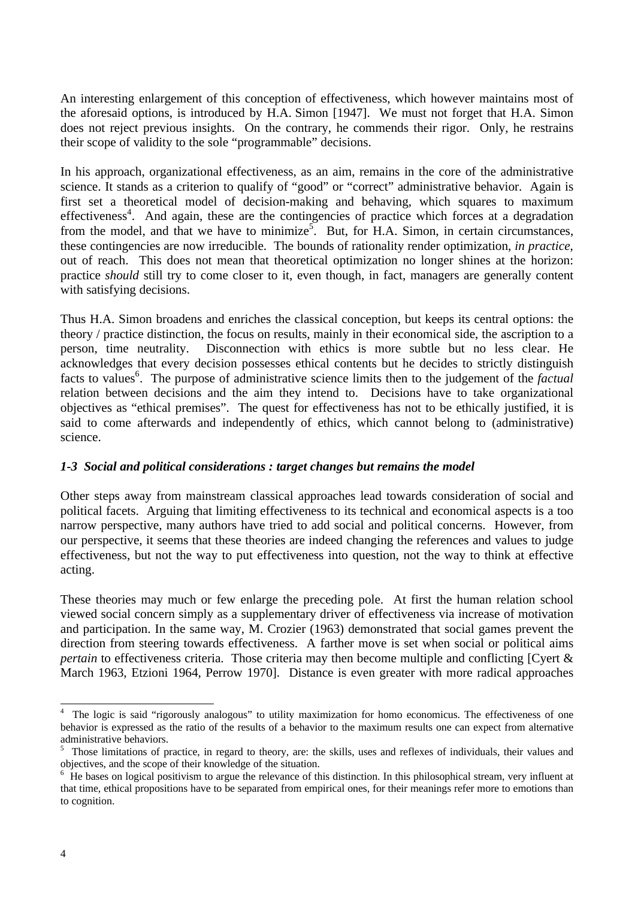An interesting enlargement of this conception of effectiveness, which however maintains most of the aforesaid options, is introduced by H.A. Simon [1947]. We must not forget that H.A. Simon does not reject previous insights. On the contrary, he commends their rigor. Only, he restrains their scope of validity to the sole "programmable" decisions.

In his approach, organizational effectiveness, as an aim, remains in the core of the administrative science. It stands as a criterion to qualify of "good" or "correct" administrative behavior. Again is first set a theoretical model of decision-making and behaving, which squares to maximum effectiveness[4]. And again, these are the contingencies of practice which forces at a degradation from the model, and that we have to minimize[5]. But, for H.A. Simon, in certain circumstances, these contingencies are now irreducible. The bounds of rationality render optimization, *in practice*, out of reach. This does not mean that theoretical optimization no longer shines at the horizon: practice *should* still try to come closer to it, even though, in fact, managers are generally content with satisfying decisions.

Thus H.A. Simon broadens and enriches the classical conception, but keeps its central options: the theory / practice distinction, the focus on results, mainly in their economical side, the ascription to a person, time neutrality. Disconnection with ethics is more subtle but no less clear. He acknowledges that every decision possesses ethical contents but he decides to strictly distinguish facts to values[6]. The purpose of administrative science limits then to the judgement of the *factual* relation between decisions and the aim they intend to. Decisions have to take organizational objectives as "ethical premises". The quest for effectiveness has not to be ethically justified, it is said to come afterwards and independently of ethics, which cannot belong to (administrative) science.

### *1-3 Social and political considerations : target changes but remains the model*

Other steps away from mainstream classical approaches lead towards consideration of social and political facets. Arguing that limiting effectiveness to its technical and economical aspects is a too narrow perspective, many authors have tried to add social and political concerns. However, from our perspective, it seems that these theories are indeed changing the references and values to judge effectiveness, but not the way to put effectiveness into question, not the way to think at effective acting.

These theories may much or few enlarge the preceding pole. At first the human relation school viewed social concern simply as a supplementary driver of effectiveness via increase of motivation and participation. In the same way, M. Crozier (1963) demonstrated that social games prevent the direction from steering towards effectiveness. A farther move is set when social or political aims *pertain* to effectiveness criteria. Those criteria may then become multiple and conflicting [Cyert & March 1963, Etzioni 1964, Perrow 1970]. Distance is even greater with more radical approaches

---

[4] The logic is said "rigorously analogous" to utility maximization for homo economicus. The effectiveness of one behavior is expressed as the ratio of the results of a behavior to the maximum results one can expect from alternative administrative behaviors.

[5] Those limitations of practice, in regard to theory, are: the skills, uses and reflexes of individuals, their values and objectives, and the scope of their knowledge of the situation.

[6] He bases on logical positivism to argue the relevance of this distinction. In this philosophical stream, very influent at that time, ethical propositions have to be separated from empirical ones, for their meanings refer more to emotions than to cognition.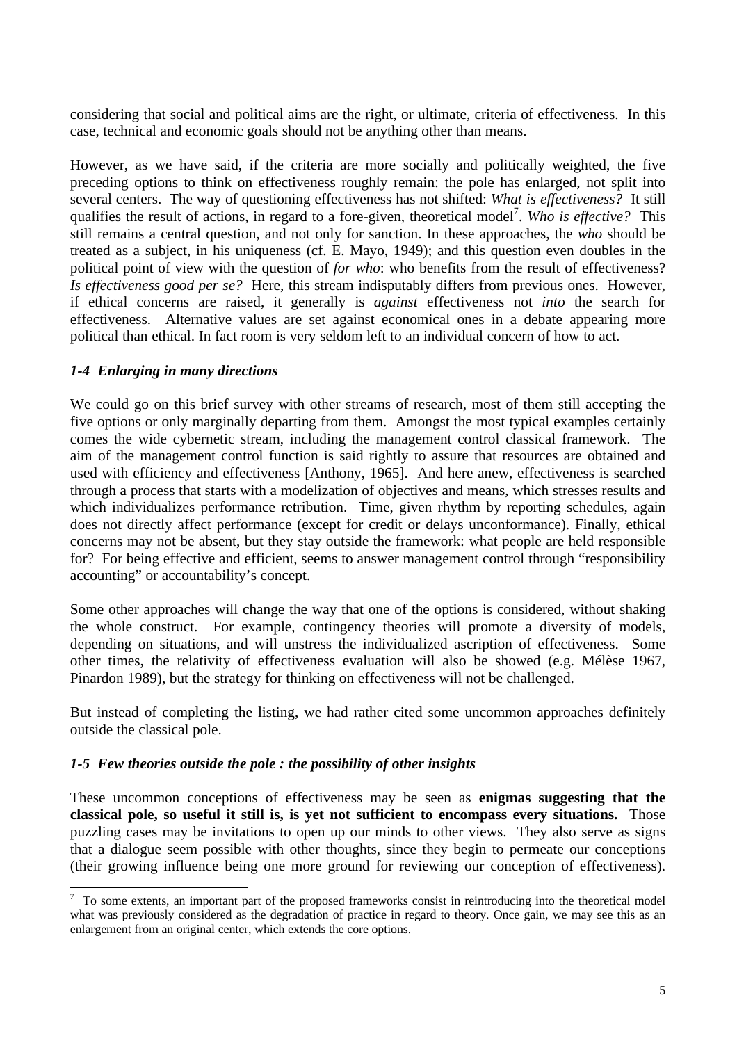considering that social and political aims are the right, or ultimate, criteria of effectiveness. In this case, technical and economic goals should not be anything other than means.

However, as we have said, if the criteria are more socially and politically weighted, the five preceding options to think on effectiveness roughly remain: the pole has enlarged, not split into several centers. The way of questioning effectiveness has not shifted: *What is effectiveness?* It still qualifies the result of actions, in regard to a fore-given, theoretical model[7]. *Who is effective?* This still remains a central question, and not only for sanction. In these approaches, the *who* should be treated as a subject, in his uniqueness (cf. E. Mayo, 1949); and this question even doubles in the political point of view with the question of *for who*: who benefits from the result of effectiveness? *Is effectiveness good per se?* Here, this stream indisputably differs from previous ones. However, if ethical concerns are raised, it generally is *against* effectiveness not *into* the search for effectiveness. Alternative values are set against economical ones in a debate appearing more political than ethical. In fact room is very seldom left to an individual concern of how to act.

### *1-4 Enlarging in many directions*

We could go on this brief survey with other streams of research, most of them still accepting the five options or only marginally departing from them. Amongst the most typical examples certainly comes the wide cybernetic stream, including the management control classical framework. The aim of the management control function is said rightly to assure that resources are obtained and used with efficiency and effectiveness [Anthony, 1965]. And here anew, effectiveness is searched through a process that starts with a modelization of objectives and means, which stresses results and which individualizes performance retribution. Time, given rhythm by reporting schedules, again does not directly affect performance (except for credit or delays unconformance). Finally, ethical concerns may not be absent, but they stay outside the framework: what people are held responsible for? For being effective and efficient, seems to answer management control through "responsibility accounting" or accountability's concept.

Some other approaches will change the way that one of the options is considered, without shaking the whole construct. For example, contingency theories will promote a diversity of models, depending on situations, and will unstress the individualized ascription of effectiveness. Some other times, the relativity of effectiveness evaluation will also be showed (e.g. Mélèse 1967, Pinardon 1989), but the strategy for thinking on effectiveness will not be challenged.

But instead of completing the listing, we had rather cited some uncommon approaches definitely outside the classical pole.

### *1-5 Few theories outside the pole : the possibility of other insights*

These uncommon conceptions of effectiveness may be seen as **enigmas suggesting that the classical pole, so useful it still is, is yet not sufficient to encompass every situations.** Those puzzling cases may be invitations to open up our minds to other views. They also serve as signs that a dialogue seem possible with other thoughts, since they begin to permeate our conceptions (their growing influence being one more ground for reviewing our conception of effectiveness).

---

[7] To some extents, an important part of the proposed frameworks consist in reintroducing into the theoretical model what was previously considered as the degradation of practice in regard to theory. Once gain, we may see this as an enlargement from an original center, which extends the core options.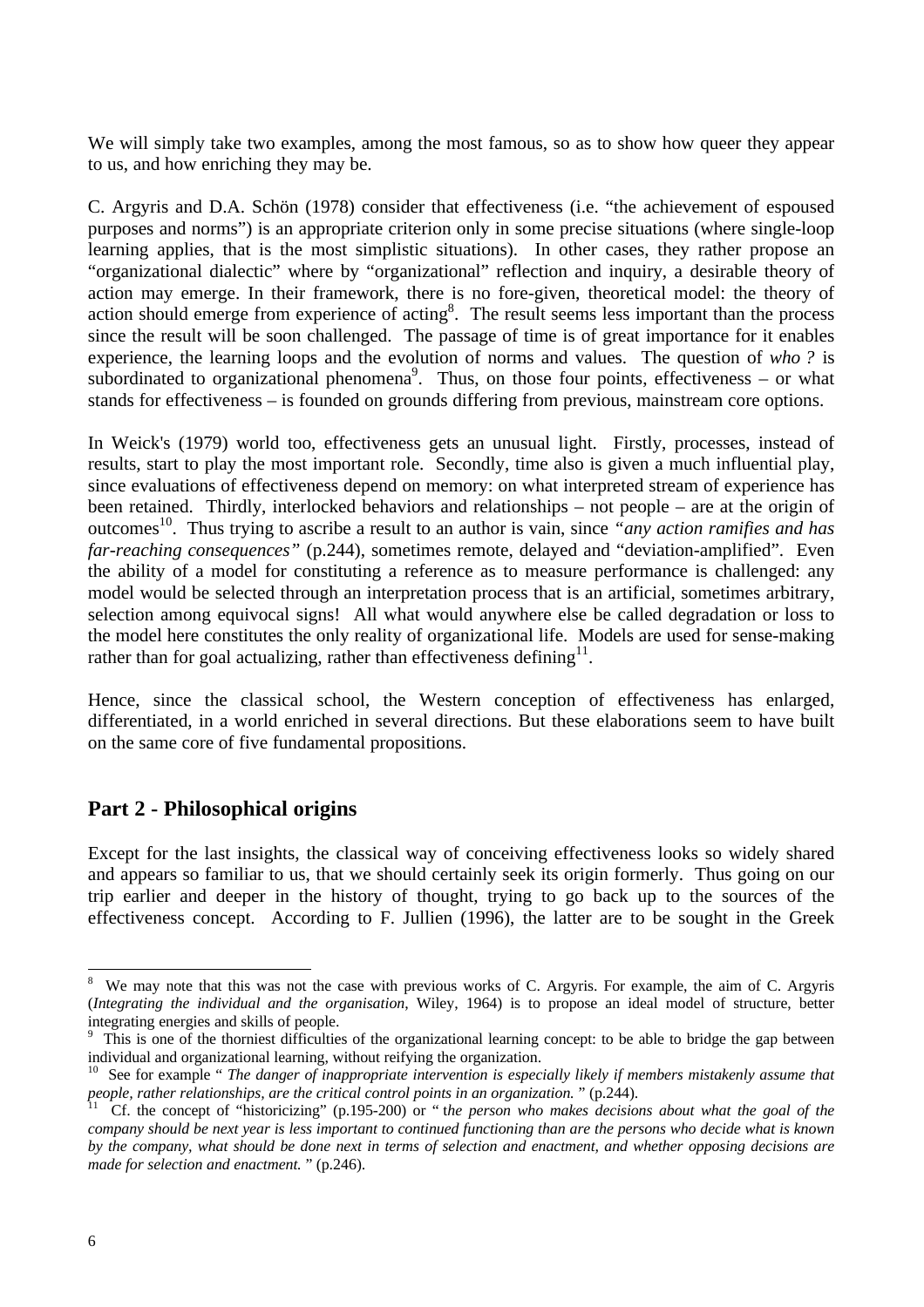We will simply take two examples, among the most famous, so as to show how queer they appear to us, and how enriching they may be.

C. Argyris and D.A. Schön (1978) consider that effectiveness (i.e. "the achievement of espoused purposes and norms") is an appropriate criterion only in some precise situations (where single-loop learning applies, that is the most simplistic situations). In other cases, they rather propose an "organizational dialectic" where by "organizational" reflection and inquiry, a desirable theory of action may emerge. In their framework, there is no fore-given, theoretical model: the theory of action should emerge from experience of acting[8]. The result seems less important than the process since the result will be soon challenged. The passage of time is of great importance for it enables experience, the learning loops and the evolution of norms and values. The question of *who ?* is subordinated to organizational phenomena[9]. Thus, on those four points, effectiveness – or what stands for effectiveness – is founded on grounds differing from previous, mainstream core options.

In Weick's (1979) world too, effectiveness gets an unusual light. Firstly, processes, instead of results, start to play the most important role. Secondly, time also is given a much influential play, since evaluations of effectiveness depend on memory: on what interpreted stream of experience has been retained. Thirdly, interlocked behaviors and relationships – not people – are at the origin of outcomes[10]. Thus trying to ascribe a result to an author is vain, since *"any action ramifies and has far-reaching consequences"* (p.244), sometimes remote, delayed and "deviation-amplified". Even the ability of a model for constituting a reference as to measure performance is challenged: any model would be selected through an interpretation process that is an artificial, sometimes arbitrary, selection among equivocal signs! All what would anywhere else be called degradation or loss to the model here constitutes the only reality of organizational life. Models are used for sense-making rather than for goal actualizing, rather than effectiveness defining[11].

Hence, since the classical school, the Western conception of effectiveness has enlarged, differentiated, in a world enriched in several directions. But these elaborations seem to have built on the same core of five fundamental propositions.

## Part 2 - Philosophical origins

Except for the last insights, the classical way of conceiving effectiveness looks so widely shared and appears so familiar to us, that we should certainly seek its origin formerly. Thus going on our trip earlier and deeper in the history of thought, trying to go back up to the sources of the effectiveness concept. According to F. Jullien (1996), the latter are to be sought in the Greek

---

[8] We may note that this was not the case with previous works of C. Argyris. For example, the aim of C. Argyris (*Integrating the individual and the organisation*, Wiley, 1964) is to propose an ideal model of structure, better integrating energies and skills of people.

[9] This is one of the thorniest difficulties of the organizational learning concept: to be able to bridge the gap between individual and organizational learning, without reifying the organization.

[10] See for example " *The danger of inappropriate intervention is especially likely if members mistakenly assume that people, rather relationships, are the critical control points in an organization.* " (p.244).

[11] Cf. the concept of "historicizing" (p.195-200) or " *the person who makes decisions about what the goal of the company should be next year is less important to continued functioning than are the persons who decide what is known by the company, what should be done next in terms of selection and enactment, and whether opposing decisions are made for selection and enactment.* " (p.246).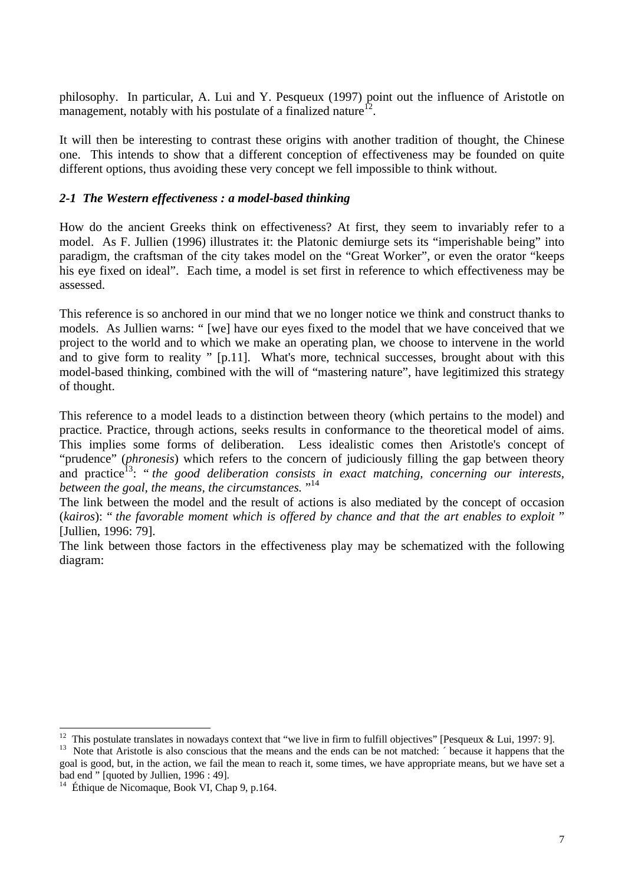philosophy. In particular, A. Lui and Y. Pesqueux (1997) point out the influence of Aristotle on management, notably with his postulate of a finalized nature[12].

It will then be interesting to contrast these origins with another tradition of thought, the Chinese one. This intends to show that a different conception of effectiveness may be founded on quite different options, thus avoiding these very concept we fell impossible to think without.

### *2-1 The Western effectiveness : a model-based thinking*

How do the ancient Greeks think on effectiveness? At first, they seem to invariably refer to a model. As F. Jullien (1996) illustrates it: the Platonic demiurge sets its "imperishable being" into paradigm, the craftsman of the city takes model on the "Great Worker", or even the orator "keeps his eye fixed on ideal". Each time, a model is set first in reference to which effectiveness may be assessed.

This reference is so anchored in our mind that we no longer notice we think and construct thanks to models. As Jullien warns: " [we] have our eyes fixed to the model that we have conceived that we project to the world and to which we make an operating plan, we choose to intervene in the world and to give form to reality " [p.11]. What's more, technical successes, brought about with this model-based thinking, combined with the will of "mastering nature", have legitimized this strategy of thought.

This reference to a model leads to a distinction between theory (which pertains to the model) and practice. Practice, through actions, seeks results in conformance to the theoretical model of aims. This implies some forms of deliberation. Less idealistic comes then Aristotle's concept of "prudence" (*phronesis*) which refers to the concern of judiciously filling the gap between theory and practice[13]: " *the good deliberation consists in exact matching, concerning our interests, between the goal, the means, the circumstances.* "[14]

The link between the model and the result of actions is also mediated by the concept of occasion (*kairos*): " *the favorable moment which is offered by chance and that the art enables to exploit* " [Jullien, 1996: 79].

The link between those factors in the effectiveness play may be schematized with the following diagram:

---

[12] This postulate translates in nowadays context that "we live in firm to fulfill objectives" [Pesqueux & Lui, 1997: 9].

[13] Note that Aristotle is also conscious that the means and the ends can be not matched: ´ because it happens that the goal is good, but, in the action, we fail the mean to reach it, some times, we have appropriate means, but we have set a bad end " [quoted by Jullien, 1996 : 49].

[14] Éthique de Nicomaque, Book VI, Chap 9, p.164.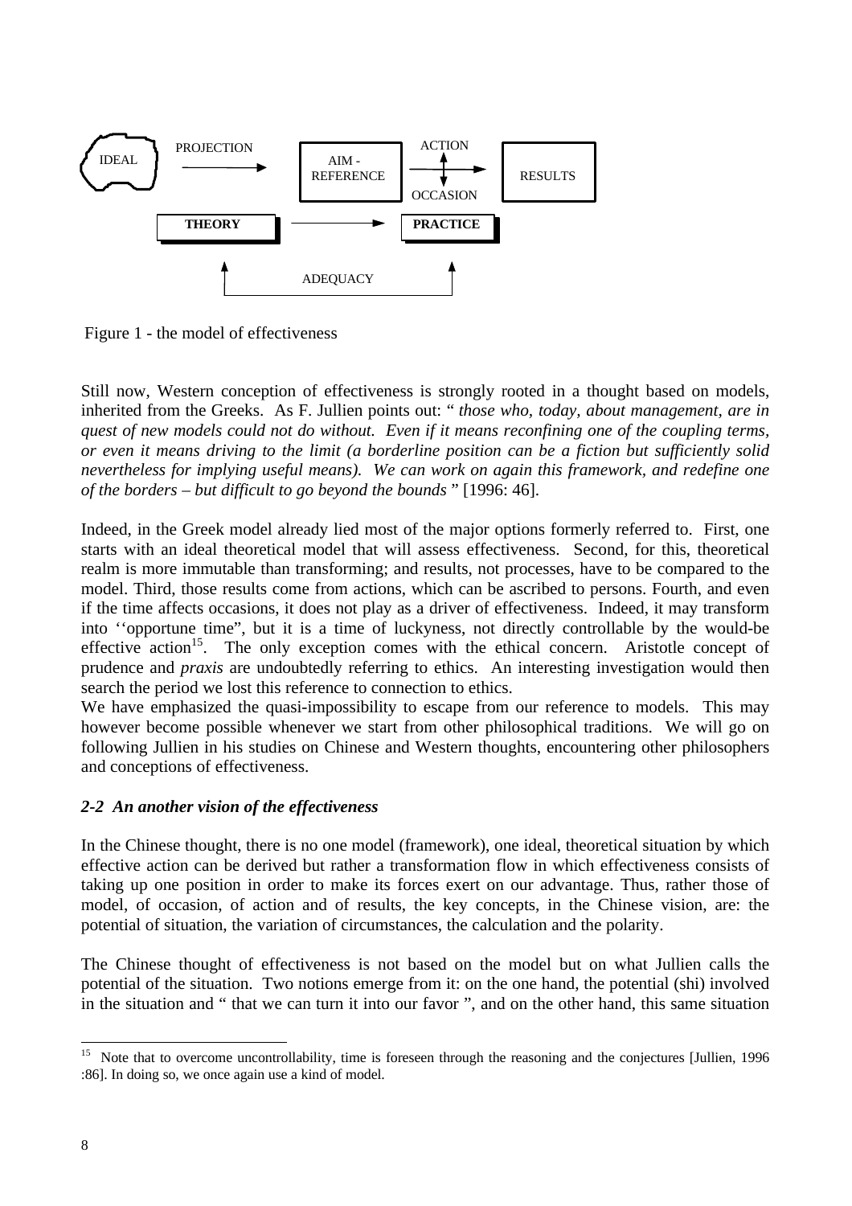IDEAL — PROJECTION → AIM - REFERENCE — ACTION / OCCASION → RESULTS

THEORY → PRACTICE

ADEQUACY

Figure 1 - the model of effectiveness

Still now, Western conception of effectiveness is strongly rooted in a thought based on models, inherited from the Greeks. As F. Jullien points out: " *those who, today, about management, are in quest of new models could not do without. Even if it means reconfining one of the coupling terms, or even it means driving to the limit (a borderline position can be a fiction but sufficiently solid nevertheless for implying useful means). We can work on again this framework, and redefine one of the borders – but difficult to go beyond the bounds* " [1996: 46].

Indeed, in the Greek model already lied most of the major options formerly referred to. First, one starts with an ideal theoretical model that will assess effectiveness. Second, for this, theoretical realm is more immutable than transforming; and results, not processes, have to be compared to the model. Third, those results come from actions, which can be ascribed to persons. Fourth, and even if the time affects occasions, it does not play as a driver of effectiveness. Indeed, it may transform into ''opportune time", but it is a time of luckyness, not directly controllable by the would-be effective action[15]. The only exception comes with the ethical concern. Aristotle concept of prudence and *praxis* are undoubtedly referring to ethics. An interesting investigation would then search the period we lost this reference to connection to ethics.

We have emphasized the quasi-impossibility to escape from our reference to models. This may however become possible whenever we start from other philosophical traditions. We will go on following Jullien in his studies on Chinese and Western thoughts, encountering other philosophers and conceptions of effectiveness.

### *2-2 An another vision of the effectiveness*

In the Chinese thought, there is no one model (framework), one ideal, theoretical situation by which effective action can be derived but rather a transformation flow in which effectiveness consists of taking up one position in order to make its forces exert on our advantage. Thus, rather those of model, of occasion, of action and of results, the key concepts, in the Chinese vision, are: the potential of situation, the variation of circumstances, the calculation and the polarity.

The Chinese thought of effectiveness is not based on the model but on what Jullien calls the potential of the situation. Two notions emerge from it: on the one hand, the potential (shi) involved in the situation and " that we can turn it into our favor ", and on the other hand, this same situation

---

[15] Note that to overcome uncontrollability, time is foreseen through the reasoning and the conjectures [Jullien, 1996 :86]. In doing so, we once again use a kind of model.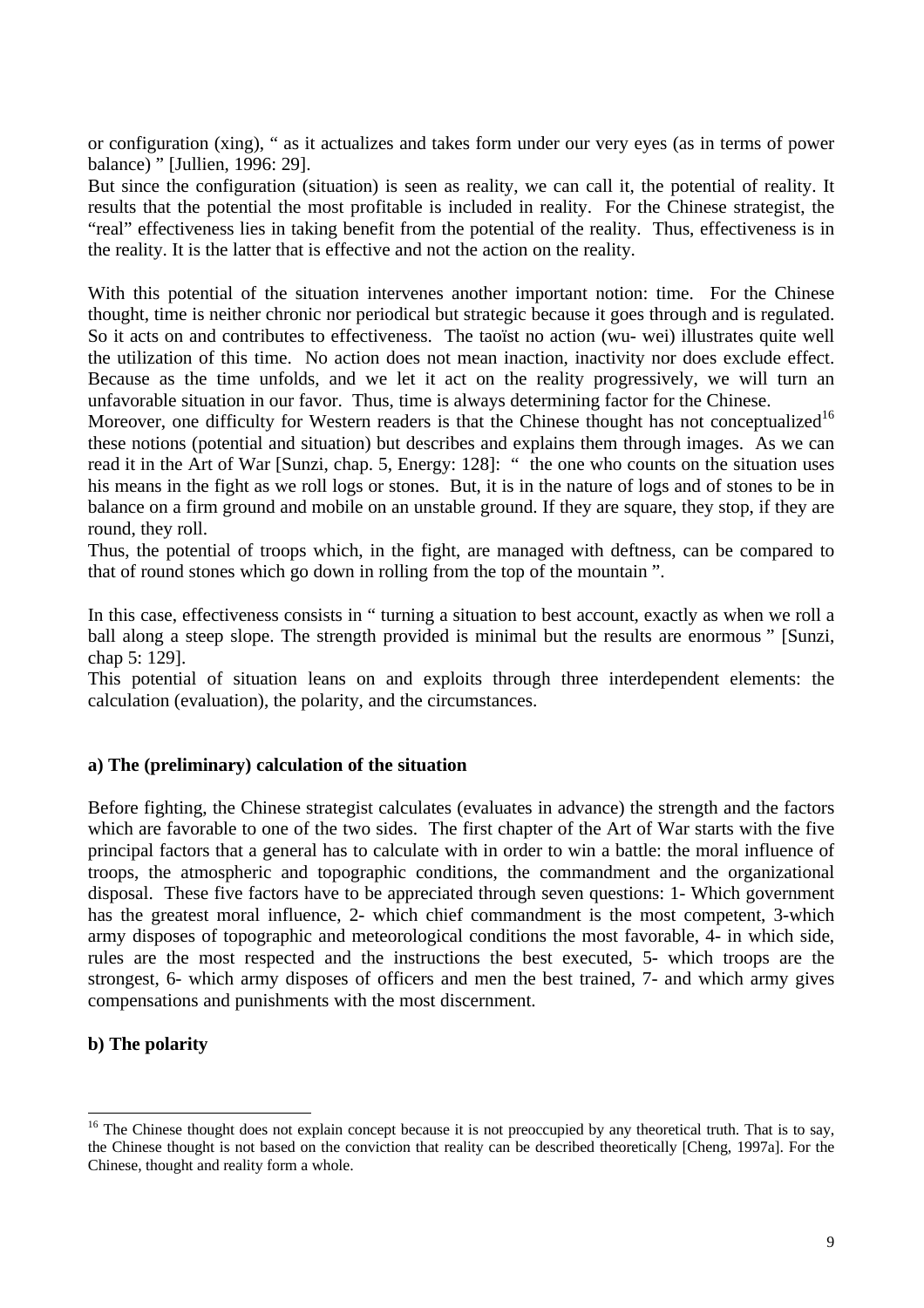or configuration (xing), " as it actualizes and takes form under our very eyes (as in terms of power balance) " [Jullien, 1996: 29].

But since the configuration (situation) is seen as reality, we can call it, the potential of reality. It results that the potential the most profitable is included in reality. For the Chinese strategist, the "real" effectiveness lies in taking benefit from the potential of the reality. Thus, effectiveness is in the reality. It is the latter that is effective and not the action on the reality.

With this potential of the situation intervenes another important notion: time. For the Chinese thought, time is neither chronic nor periodical but strategic because it goes through and is regulated. So it acts on and contributes to effectiveness. The taoïst no action (wu- wei) illustrates quite well the utilization of this time. No action does not mean inaction, inactivity nor does exclude effect. Because as the time unfolds, and we let it act on the reality progressively, we will turn an unfavorable situation in our favor. Thus, time is always determining factor for the Chinese.

Moreover, one difficulty for Western readers is that the Chinese thought has not conceptualized[16] these notions (potential and situation) but describes and explains them through images. As we can read it in the Art of War [Sunzi, chap. 5, Energy: 128]: " the one who counts on the situation uses his means in the fight as we roll logs or stones. But, it is in the nature of logs and of stones to be in balance on a firm ground and mobile on an unstable ground. If they are square, they stop, if they are round, they roll.

Thus, the potential of troops which, in the fight, are managed with deftness, can be compared to that of round stones which go down in rolling from the top of the mountain ".

In this case, effectiveness consists in " turning a situation to best account, exactly as when we roll a ball along a steep slope. The strength provided is minimal but the results are enormous " [Sunzi, chap 5: 129].

This potential of situation leans on and exploits through three interdependent elements: the calculation (evaluation), the polarity, and the circumstances.

**a) The (preliminary) calculation of the situation**

Before fighting, the Chinese strategist calculates (evaluates in advance) the strength and the factors which are favorable to one of the two sides. The first chapter of the Art of War starts with the five principal factors that a general has to calculate with in order to win a battle: the moral influence of troops, the atmospheric and topographic conditions, the commandment and the organizational disposal. These five factors have to be appreciated through seven questions: 1- Which government has the greatest moral influence, 2- which chief commandment is the most competent, 3-which army disposes of topographic and meteorological conditions the most favorable, 4- in which side, rules are the most respected and the instructions the best executed, 5- which troops are the strongest, 6- which army disposes of officers and men the best trained, 7- and which army gives compensations and punishments with the most discernment.

**b) The polarity**

[16] The Chinese thought does not explain concept because it is not preoccupied by any theoretical truth. That is to say, the Chinese thought is not based on the conviction that reality can be described theoretically [Cheng, 1997a]. For the Chinese, thought and reality form a whole.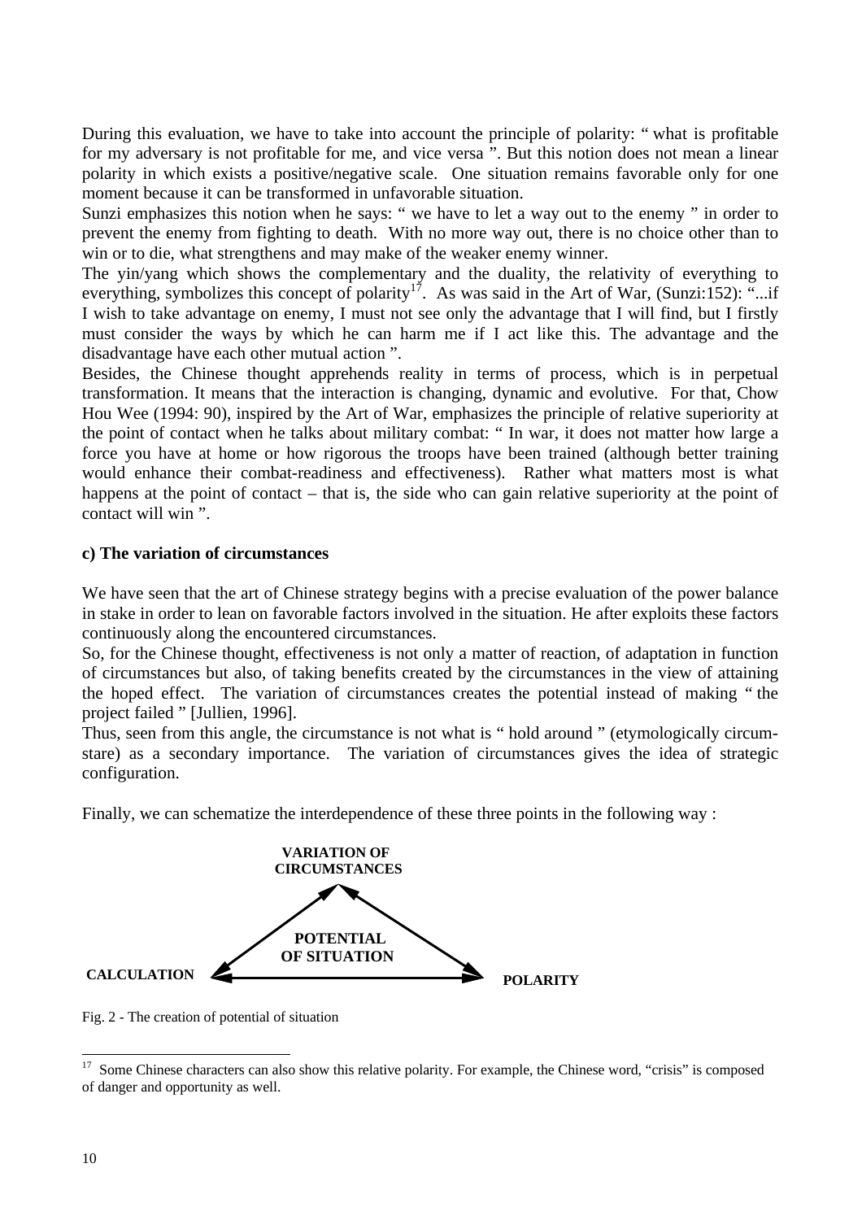During this evaluation, we have to take into account the principle of polarity: " what is profitable for my adversary is not profitable for me, and vice versa ". But this notion does not mean a linear polarity in which exists a positive/negative scale. One situation remains favorable only for one moment because it can be transformed in unfavorable situation.

Sunzi emphasizes this notion when he says: " we have to let a way out to the enemy " in order to prevent the enemy from fighting to death. With no more way out, there is no choice other than to win or to die, what strengthens and may make of the weaker enemy winner.

The yin/yang which shows the complementary and the duality, the relativity of everything to everything, symbolizes this concept of polarity[17]. As was said in the Art of War, (Sunzi:152): "...if I wish to take advantage on enemy, I must not see only the advantage that I will find, but I firstly must consider the ways by which he can harm me if I act like this. The advantage and the disadvantage have each other mutual action ".

Besides, the Chinese thought apprehends reality in terms of process, which is in perpetual transformation. It means that the interaction is changing, dynamic and evolutive. For that, Chow Hou Wee (1994: 90), inspired by the Art of War, emphasizes the principle of relative superiority at the point of contact when he talks about military combat: " In war, it does not matter how large a force you have at home or how rigorous the troops have been trained (although better training would enhance their combat-readiness and effectiveness). Rather what matters most is what happens at the point of contact – that is, the side who can gain relative superiority at the point of contact will win ".

**c) The variation of circumstances**

We have seen that the art of Chinese strategy begins with a precise evaluation of the power balance in stake in order to lean on favorable factors involved in the situation. He after exploits these factors continuously along the encountered circumstances.

So, for the Chinese thought, effectiveness is not only a matter of reaction, of adaptation in function of circumstances but also, of taking benefits created by the circumstances in the view of attaining the hoped effect. The variation of circumstances creates the potential instead of making " the project failed " [Jullien, 1996].

Thus, seen from this angle, the circumstance is not what is " hold around " (etymologically circum-stare) as a secondary importance. The variation of circumstances gives the idea of strategic configuration.

Finally, we can schematize the interdependence of these three points in the following way :

VARIATION OF CIRCUMSTANCES

POTENTIAL OF SITUATION

CALCULATION — POLARITY

Fig. 2 - The creation of potential of situation

[17] Some Chinese characters can also show this relative polarity. For example, the Chinese word, "crisis" is composed of danger and opportunity as well.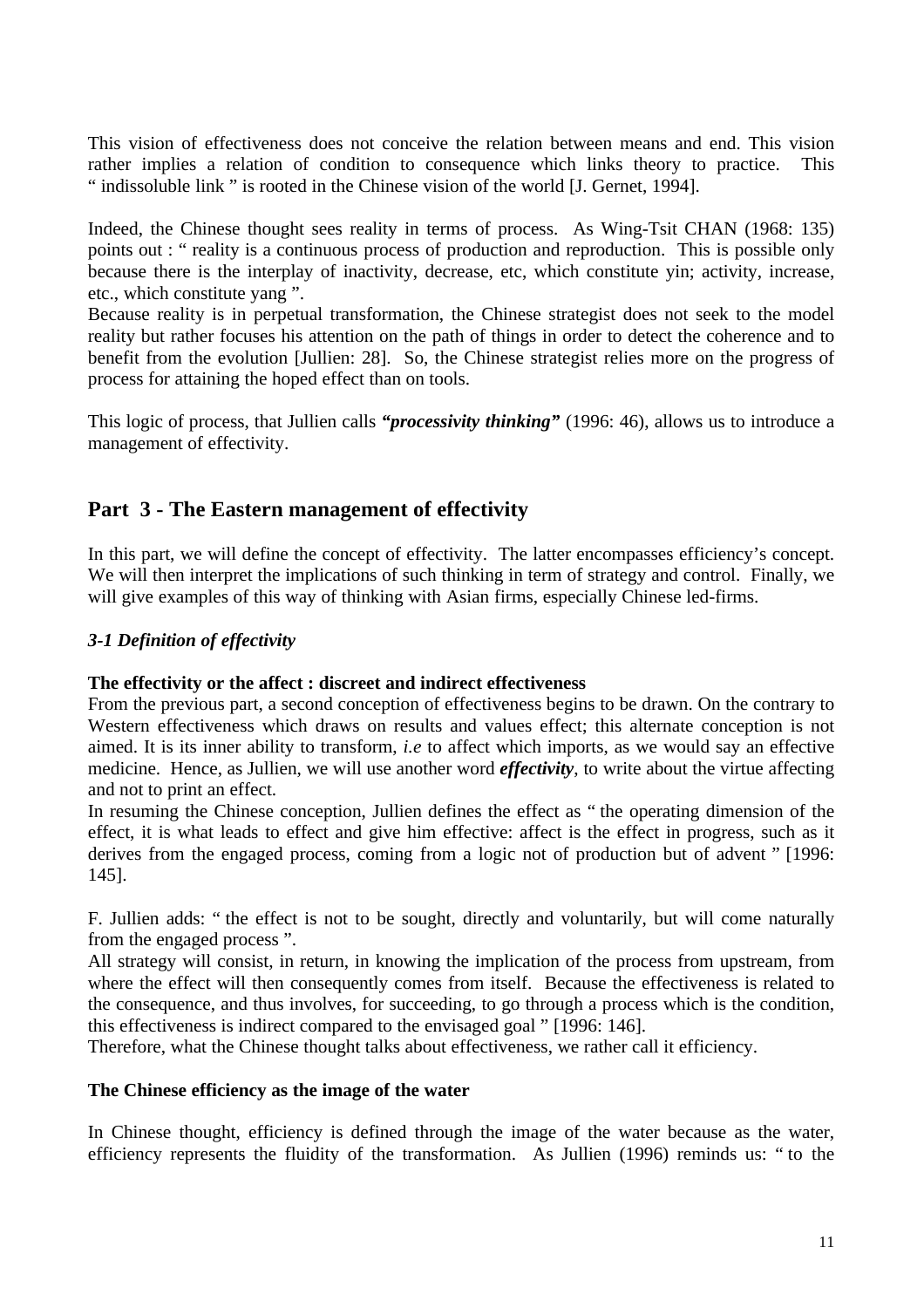This vision of effectiveness does not conceive the relation between means and end. This vision rather implies a relation of condition to consequence which links theory to practice. This " indissoluble link " is rooted in the Chinese vision of the world [J. Gernet, 1994].

Indeed, the Chinese thought sees reality in terms of process. As Wing-Tsit CHAN (1968: 135) points out : " reality is a continuous process of production and reproduction. This is possible only because there is the interplay of inactivity, decrease, etc, which constitute yin; activity, increase, etc., which constitute yang ".
Because reality is in perpetual transformation, the Chinese strategist does not seek to the model reality but rather focuses his attention on the path of things in order to detect the coherence and to benefit from the evolution [Jullien: 28]. So, the Chinese strategist relies more on the progress of process for attaining the hoped effect than on tools.

This logic of process, that Jullien calls ***"processivity thinking"*** (1996: 46), allows us to introduce a management of effectivity.

## Part 3 - The Eastern management of effectivity

In this part, we will define the concept of effectivity. The latter encompasses efficiency's concept. We will then interpret the implications of such thinking in term of strategy and control. Finally, we will give examples of this way of thinking with Asian firms, especially Chinese led-firms.

### *3-1 Definition of effectivity*

**The effectivity or the affect : discreet and indirect effectiveness**
From the previous part, a second conception of effectiveness begins to be drawn. On the contrary to Western effectiveness which draws on results and values effect; this alternate conception is not aimed. It is its inner ability to transform, *i.e* to affect which imports, as we would say an effective medicine. Hence, as Jullien, we will use another word ***effectivity***, to write about the virtue affecting and not to print an effect.
In resuming the Chinese conception, Jullien defines the effect as " the operating dimension of the effect, it is what leads to effect and give him effective: affect is the effect in progress, such as it derives from the engaged process, coming from a logic not of production but of advent " [1996: 145].

F. Jullien adds: " the effect is not to be sought, directly and voluntarily, but will come naturally from the engaged process ".
All strategy will consist, in return, in knowing the implication of the process from upstream, from where the effect will then consequently comes from itself. Because the effectiveness is related to the consequence, and thus involves, for succeeding, to go through a process which is the condition, this effectiveness is indirect compared to the envisaged goal " [1996: 146].
Therefore, what the Chinese thought talks about effectiveness, we rather call it efficiency.

**The Chinese efficiency as the image of the water**

In Chinese thought, efficiency is defined through the image of the water because as the water, efficiency represents the fluidity of the transformation. As Jullien (1996) reminds us: " to the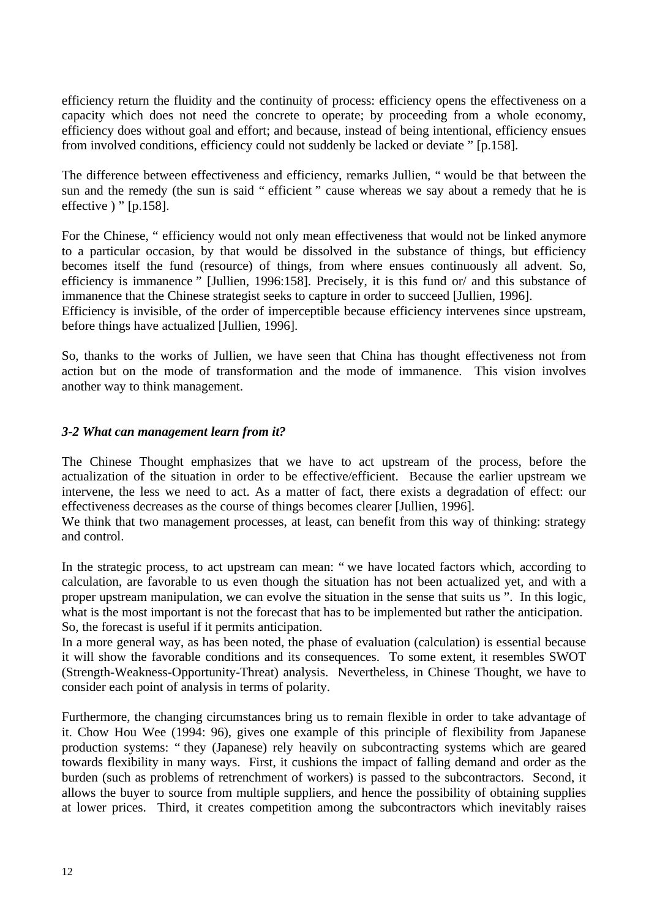efficiency return the fluidity and the continuity of process: efficiency opens the effectiveness on a capacity which does not need the concrete to operate; by proceeding from a whole economy, efficiency does without goal and effort; and because, instead of being intentional, efficiency ensues from involved conditions, efficiency could not suddenly be lacked or deviate " [p.158].

The difference between effectiveness and efficiency, remarks Jullien, " would be that between the sun and the remedy (the sun is said " efficient " cause whereas we say about a remedy that he is effective ) " [p.158].

For the Chinese, " efficiency would not only mean effectiveness that would not be linked anymore to a particular occasion, by that would be dissolved in the substance of things, but efficiency becomes itself the fund (resource) of things, from where ensues continuously all advent. So, efficiency is immanence " [Jullien, 1996:158]. Precisely, it is this fund or/ and this substance of immanence that the Chinese strategist seeks to capture in order to succeed [Jullien, 1996].
Efficiency is invisible, of the order of imperceptible because efficiency intervenes since upstream, before things have actualized [Jullien, 1996].

So, thanks to the works of Jullien, we have seen that China has thought effectiveness not from action but on the mode of transformation and the mode of immanence. This vision involves another way to think management.

### *3-2 What can management learn from it?*

The Chinese Thought emphasizes that we have to act upstream of the process, before the actualization of the situation in order to be effective/efficient. Because the earlier upstream we intervene, the less we need to act. As a matter of fact, there exists a degradation of effect: our effectiveness decreases as the course of things becomes clearer [Jullien, 1996].
We think that two management processes, at least, can benefit from this way of thinking: strategy and control.

In the strategic process, to act upstream can mean: " we have located factors which, according to calculation, are favorable to us even though the situation has not been actualized yet, and with a proper upstream manipulation, we can evolve the situation in the sense that suits us ". In this logic, what is the most important is not the forecast that has to be implemented but rather the anticipation. So, the forecast is useful if it permits anticipation.
In a more general way, as has been noted, the phase of evaluation (calculation) is essential because it will show the favorable conditions and its consequences. To some extent, it resembles SWOT (Strength-Weakness-Opportunity-Threat) analysis. Nevertheless, in Chinese Thought, we have to consider each point of analysis in terms of polarity.

Furthermore, the changing circumstances bring us to remain flexible in order to take advantage of it. Chow Hou Wee (1994: 96), gives one example of this principle of flexibility from Japanese production systems: " they (Japanese) rely heavily on subcontracting systems which are geared towards flexibility in many ways. First, it cushions the impact of falling demand and order as the burden (such as problems of retrenchment of workers) is passed to the subcontractors. Second, it allows the buyer to source from multiple suppliers, and hence the possibility of obtaining supplies at lower prices. Third, it creates competition among the subcontractors which inevitably raises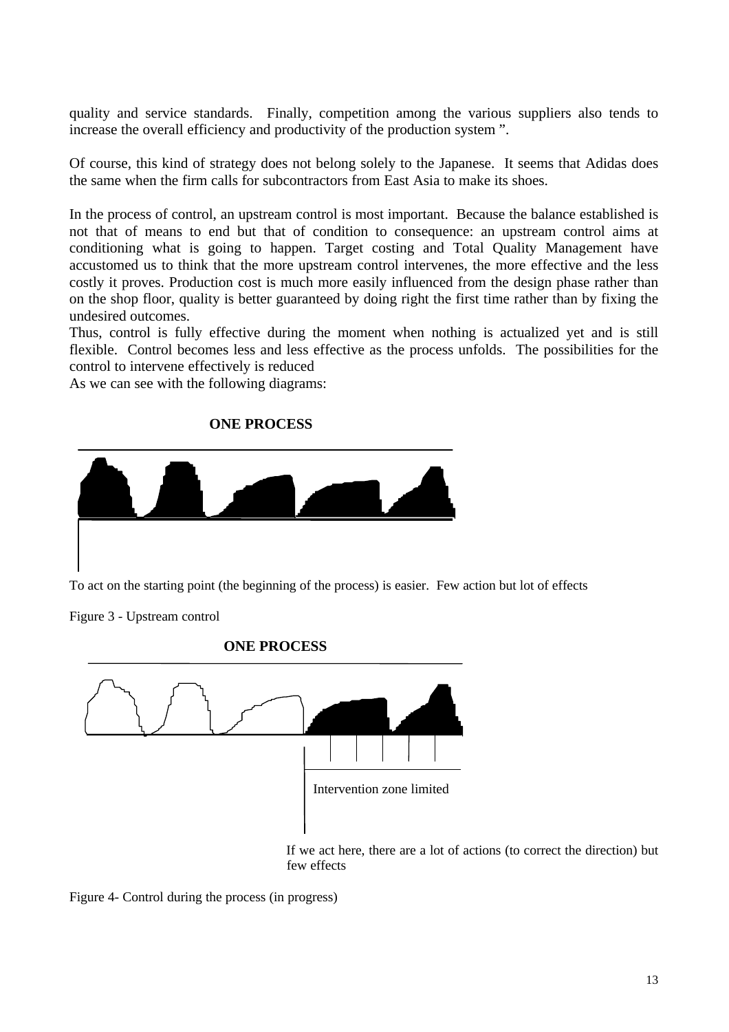quality and service standards. Finally, competition among the various suppliers also tends to increase the overall efficiency and productivity of the production system ".

Of course, this kind of strategy does not belong solely to the Japanese. It seems that Adidas does the same when the firm calls for subcontractors from East Asia to make its shoes.

In the process of control, an upstream control is most important. Because the balance established is not that of means to end but that of condition to consequence: an upstream control aims at conditioning what is going to happen. Target costing and Total Quality Management have accustomed us to think that the more upstream control intervenes, the more effective and the less costly it proves. Production cost is much more easily influenced from the design phase rather than on the shop floor, quality is better guaranteed by doing right the first time rather than by fixing the undesired outcomes.

Thus, control is fully effective during the moment when nothing is actualized yet and is still flexible. Control becomes less and less effective as the process unfolds. The possibilities for the control to intervene effectively is reduced

As we can see with the following diagrams:

**ONE PROCESS**

To act on the starting point (the beginning of the process) is easier. Few action but lot of effects

Figure 3 - Upstream control

**ONE PROCESS**

Intervention zone limited

If we act here, there are a lot of actions (to correct the direction) but few effects

Figure 4- Control during the process (in progress)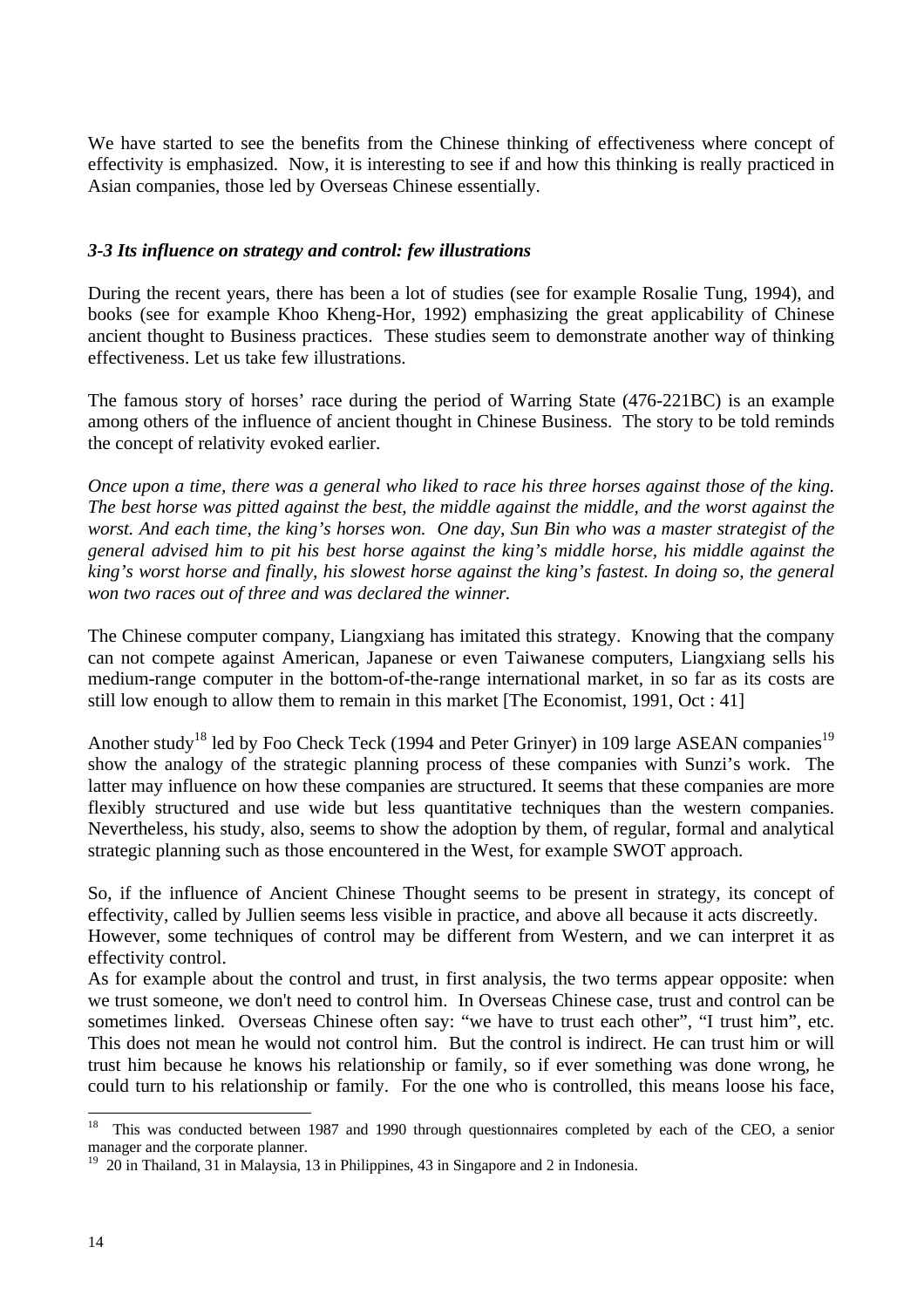We have started to see the benefits from the Chinese thinking of effectiveness where concept of effectivity is emphasized. Now, it is interesting to see if and how this thinking is really practiced in Asian companies, those led by Overseas Chinese essentially.

### *3-3 Its influence on strategy and control: few illustrations*

During the recent years, there has been a lot of studies (see for example Rosalie Tung, 1994), and books (see for example Khoo Kheng-Hor, 1992) emphasizing the great applicability of Chinese ancient thought to Business practices. These studies seem to demonstrate another way of thinking effectiveness. Let us take few illustrations.

The famous story of horses' race during the period of Warring State (476-221BC) is an example among others of the influence of ancient thought in Chinese Business. The story to be told reminds the concept of relativity evoked earlier.

*Once upon a time, there was a general who liked to race his three horses against those of the king. The best horse was pitted against the best, the middle against the middle, and the worst against the worst. And each time, the king's horses won. One day, Sun Bin who was a master strategist of the general advised him to pit his best horse against the king's middle horse, his middle against the king's worst horse and finally, his slowest horse against the king's fastest. In doing so, the general won two races out of three and was declared the winner.*

The Chinese computer company, Liangxiang has imitated this strategy. Knowing that the company can not compete against American, Japanese or even Taiwanese computers, Liangxiang sells his medium-range computer in the bottom-of-the-range international market, in so far as its costs are still low enough to allow them to remain in this market [The Economist, 1991, Oct : 41]

Another study[18] led by Foo Check Teck (1994 and Peter Grinyer) in 109 large ASEAN companies[19] show the analogy of the strategic planning process of these companies with Sunzi's work. The latter may influence on how these companies are structured. It seems that these companies are more flexibly structured and use wide but less quantitative techniques than the western companies. Nevertheless, his study, also, seems to show the adoption by them, of regular, formal and analytical strategic planning such as those encountered in the West, for example SWOT approach.

So, if the influence of Ancient Chinese Thought seems to be present in strategy, its concept of effectivity, called by Jullien seems less visible in practice, and above all because it acts discreetly.
However, some techniques of control may be different from Western, and we can interpret it as effectivity control.
As for example about the control and trust, in first analysis, the two terms appear opposite: when we trust someone, we don't need to control him. In Overseas Chinese case, trust and control can be sometimes linked. Overseas Chinese often say: "we have to trust each other", "I trust him", etc. This does not mean he would not control him. But the control is indirect. He can trust him or will trust him because he knows his relationship or family, so if ever something was done wrong, he could turn to his relationship or family. For the one who is controlled, this means loose his face,

---

[18] This was conducted between 1987 and 1990 through questionnaires completed by each of the CEO, a senior manager and the corporate planner.

[19] 20 in Thailand, 31 in Malaysia, 13 in Philippines, 43 in Singapore and 2 in Indonesia.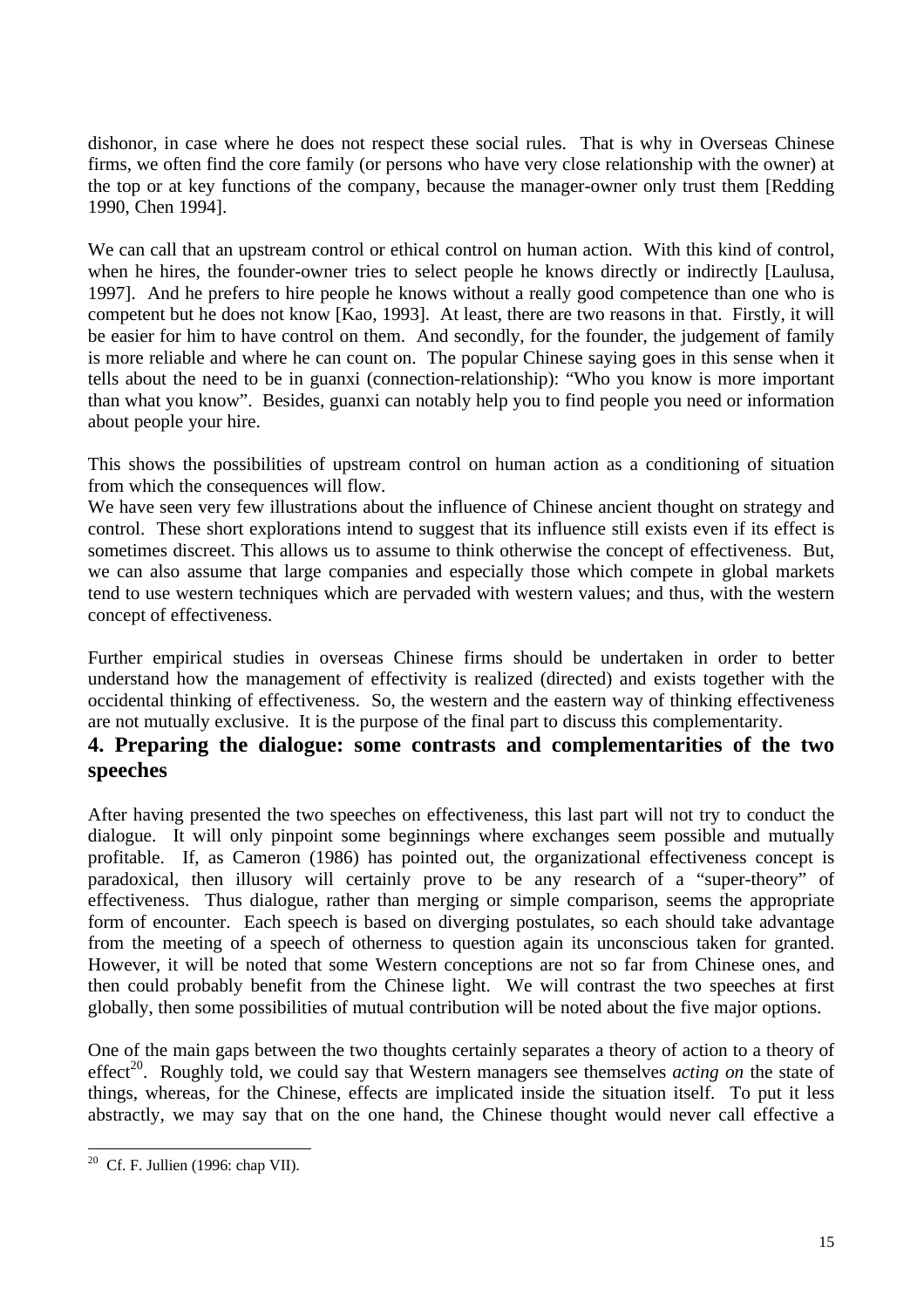dishonor, in case where he does not respect these social rules. That is why in Overseas Chinese firms, we often find the core family (or persons who have very close relationship with the owner) at the top or at key functions of the company, because the manager-owner only trust them [Redding 1990, Chen 1994].

We can call that an upstream control or ethical control on human action. With this kind of control, when he hires, the founder-owner tries to select people he knows directly or indirectly [Laulusa, 1997]. And he prefers to hire people he knows without a really good competence than one who is competent but he does not know [Kao, 1993]. At least, there are two reasons in that. Firstly, it will be easier for him to have control on them. And secondly, for the founder, the judgement of family is more reliable and where he can count on. The popular Chinese saying goes in this sense when it tells about the need to be in guanxi (connection-relationship): "Who you know is more important than what you know". Besides, guanxi can notably help you to find people you need or information about people your hire.

This shows the possibilities of upstream control on human action as a conditioning of situation from which the consequences will flow.

We have seen very few illustrations about the influence of Chinese ancient thought on strategy and control. These short explorations intend to suggest that its influence still exists even if its effect is sometimes discreet. This allows us to assume to think otherwise the concept of effectiveness. But, we can also assume that large companies and especially those which compete in global markets tend to use western techniques which are pervaded with western values; and thus, with the western concept of effectiveness.

Further empirical studies in overseas Chinese firms should be undertaken in order to better understand how the management of effectivity is realized (directed) and exists together with the occidental thinking of effectiveness. So, the western and the eastern way of thinking effectiveness are not mutually exclusive. It is the purpose of the final part to discuss this complementarity.

## 4. Preparing the dialogue: some contrasts and complementarities of the two speeches

After having presented the two speeches on effectiveness, this last part will not try to conduct the dialogue. It will only pinpoint some beginnings where exchanges seem possible and mutually profitable. If, as Cameron (1986) has pointed out, the organizational effectiveness concept is paradoxical, then illusory will certainly prove to be any research of a "super-theory" of effectiveness. Thus dialogue, rather than merging or simple comparison, seems the appropriate form of encounter. Each speech is based on diverging postulates, so each should take advantage from the meeting of a speech of otherness to question again its unconscious taken for granted. However, it will be noted that some Western conceptions are not so far from Chinese ones, and then could probably benefit from the Chinese light. We will contrast the two speeches at first globally, then some possibilities of mutual contribution will be noted about the five major options.

One of the main gaps between the two thoughts certainly separates a theory of action to a theory of effect[20]. Roughly told, we could say that Western managers see themselves *acting on* the state of things, whereas, for the Chinese, effects are implicated inside the situation itself. To put it less abstractly, we may say that on the one hand, the Chinese thought would never call effective a

[20] Cf. F. Jullien (1996: chap VII).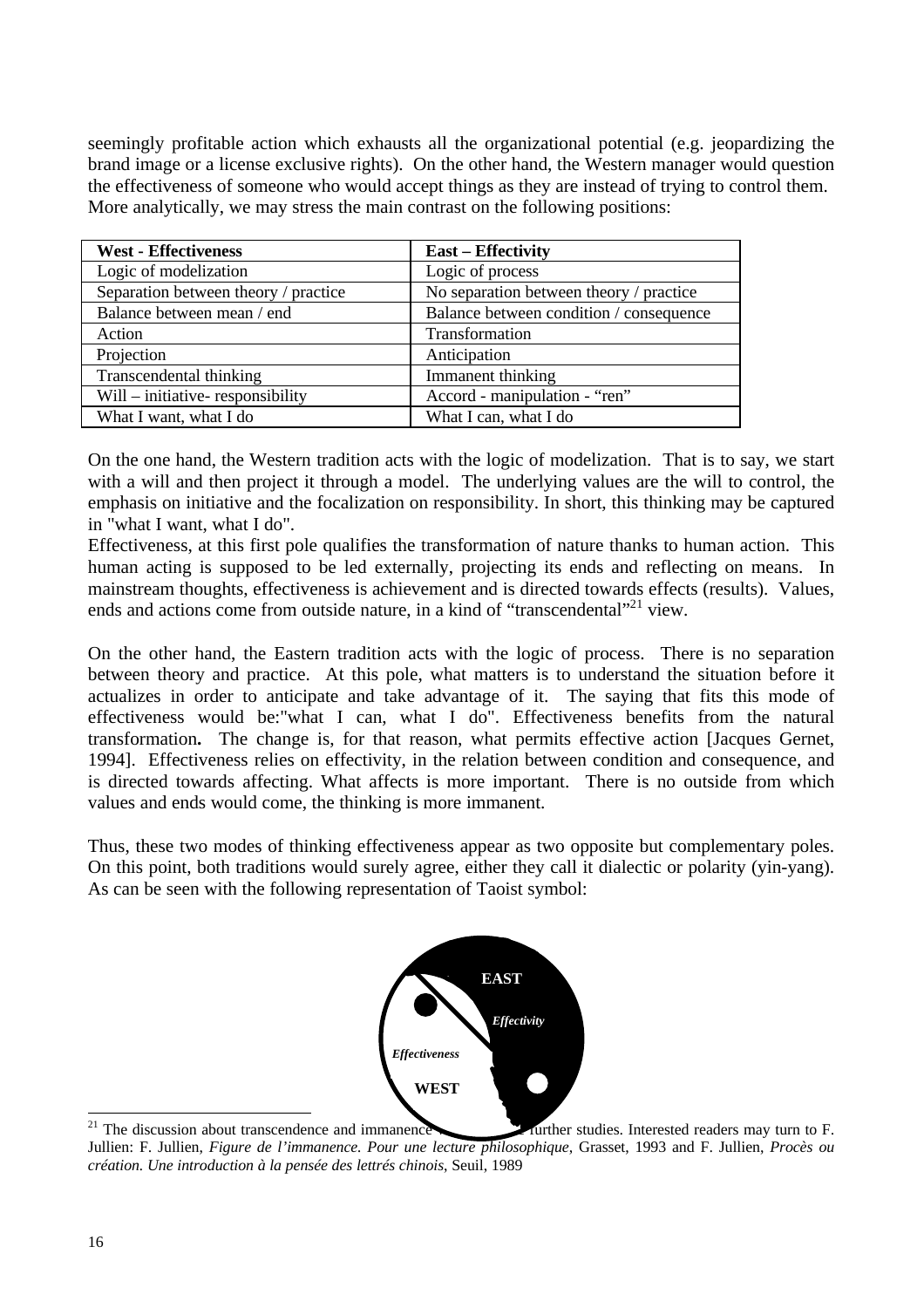seemingly profitable action which exhausts all the organizational potential (e.g. jeopardizing the brand image or a license exclusive rights). On the other hand, the Western manager would question the effectiveness of someone who would accept things as they are instead of trying to control them. More analytically, we may stress the main contrast on the following positions:

| **West - Effectiveness** | **East – Effectivity** |
|---|---|
| Logic of modelization | Logic of process |
| Separation between theory / practice | No separation between theory / practice |
| Balance between mean / end | Balance between condition / consequence |
| Action | Transformation |
| Projection | Anticipation |
| Transcendental thinking | Immanent thinking |
| Will – initiative- responsibility | Accord - manipulation - "ren" |
| What I want, what I do | What I can, what I do |

On the one hand, the Western tradition acts with the logic of modelization. That is to say, we start with a will and then project it through a model. The underlying values are the will to control, the emphasis on initiative and the focalization on responsibility. In short, this thinking may be captured in "what I want, what I do".

Effectiveness, at this first pole qualifies the transformation of nature thanks to human action. This human acting is supposed to be led externally, projecting its ends and reflecting on means. In mainstream thoughts, effectiveness is achievement and is directed towards effects (results). Values, ends and actions come from outside nature, in a kind of "transcendental"[21] view.

On the other hand, the Eastern tradition acts with the logic of process. There is no separation between theory and practice. At this pole, what matters is to understand the situation before it actualizes in order to anticipate and take advantage of it. The saying that fits this mode of effectiveness would be:"what I can, what I do". Effectiveness benefits from the natural transformation**.** The change is, for that reason, what permits effective action [Jacques Gernet, 1994]. Effectiveness relies on effectivity, in the relation between condition and consequence, and is directed towards affecting. What affects is more important. There is no outside from which values and ends would come, the thinking is more immanent.

Thus, these two modes of thinking effectiveness appear as two opposite but complementary poles. On this point, both traditions would surely agree, either they call it dialectic or polarity (yin-yang). As can be seen with the following representation of Taoist symbol:

EAST

*Effectivity*

*Effectiveness*

WEST

[21] The discussion about transcendence and immanence [...] further studies. Interested readers may turn to F. Jullien: F. Jullien, *Figure de l'immanence. Pour une lecture philosophique*, Grasset, 1993 and F. Jullien, *Procès ou création. Une introduction à la pensée des lettrés chinois*, Seuil, 1989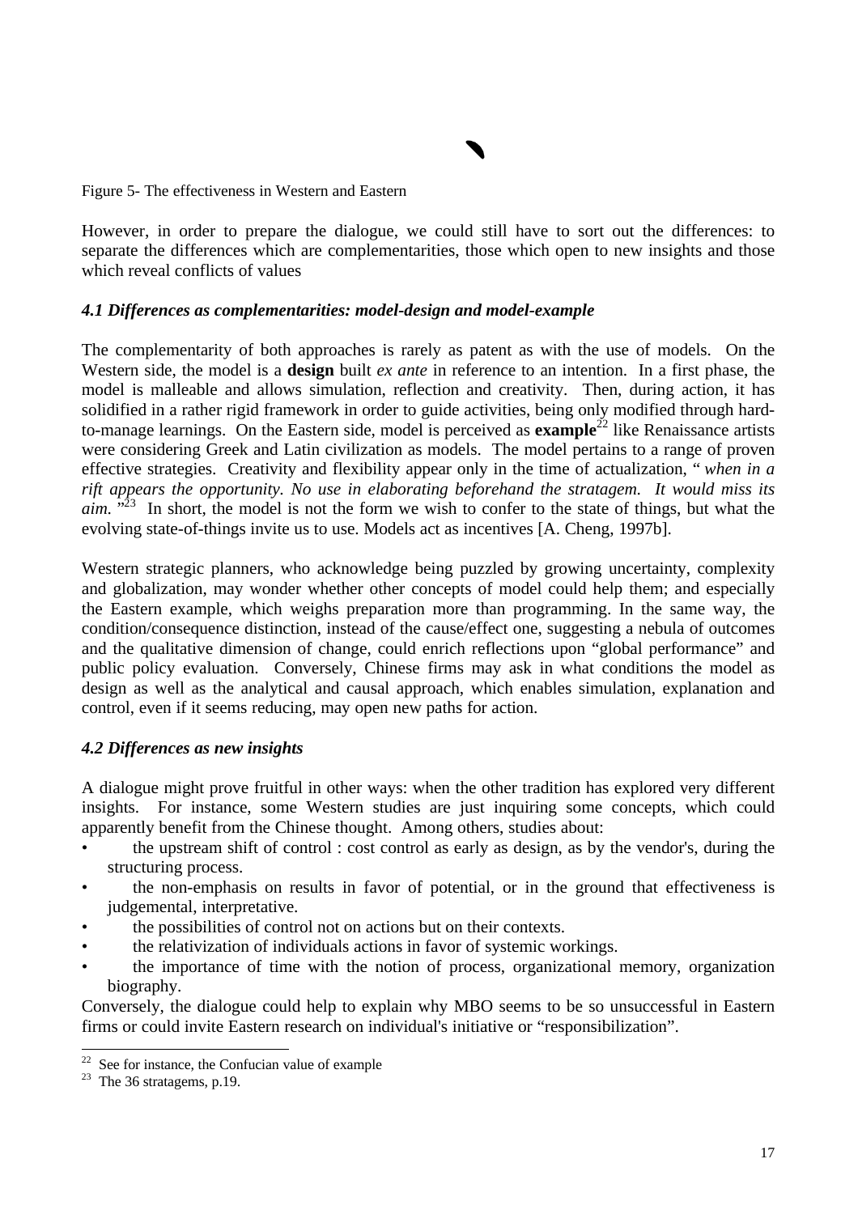Figure 5- The effectiveness in Western and Eastern

However, in order to prepare the dialogue, we could still have to sort out the differences: to separate the differences which are complementarities, those which open to new insights and those which reveal conflicts of values

### *4.1 Differences as complementarities: model-design and model-example*

The complementarity of both approaches is rarely as patent as with the use of models. On the Western side, the model is a **design** built *ex ante* in reference to an intention. In a first phase, the model is malleable and allows simulation, reflection and creativity. Then, during action, it has solidified in a rather rigid framework in order to guide activities, being only modified through hard-to-manage learnings. On the Eastern side, model is perceived as **example**[22] like Renaissance artists were considering Greek and Latin civilization as models. The model pertains to a range of proven effective strategies. Creativity and flexibility appear only in the time of actualization, " *when in a rift appears the opportunity. No use in elaborating beforehand the stratagem. It would miss its aim.* "[23] In short, the model is not the form we wish to confer to the state of things, but what the evolving state-of-things invite us to use. Models act as incentives [A. Cheng, 1997b].

Western strategic planners, who acknowledge being puzzled by growing uncertainty, complexity and globalization, may wonder whether other concepts of model could help them; and especially the Eastern example, which weighs preparation more than programming. In the same way, the condition/consequence distinction, instead of the cause/effect one, suggesting a nebula of outcomes and the qualitative dimension of change, could enrich reflections upon "global performance" and public policy evaluation. Conversely, Chinese firms may ask in what conditions the model as design as well as the analytical and causal approach, which enables simulation, explanation and control, even if it seems reducing, may open new paths for action.

### *4.2 Differences as new insights*

A dialogue might prove fruitful in other ways: when the other tradition has explored very different insights. For instance, some Western studies are just inquiring some concepts, which could apparently benefit from the Chinese thought. Among others, studies about:

- the upstream shift of control : cost control as early as design, as by the vendor's, during the structuring process.
- the non-emphasis on results in favor of potential, or in the ground that effectiveness is judgemental, interpretative.
- the possibilities of control not on actions but on their contexts.
- the relativization of individuals actions in favor of systemic workings.
- the importance of time with the notion of process, organizational memory, organization biography.

Conversely, the dialogue could help to explain why MBO seems to be so unsuccessful in Eastern firms or could invite Eastern research on individual's initiative or "responsibilization".

---

[22] See for instance, the Confucian value of example

[23] The 36 stratagems, p.19.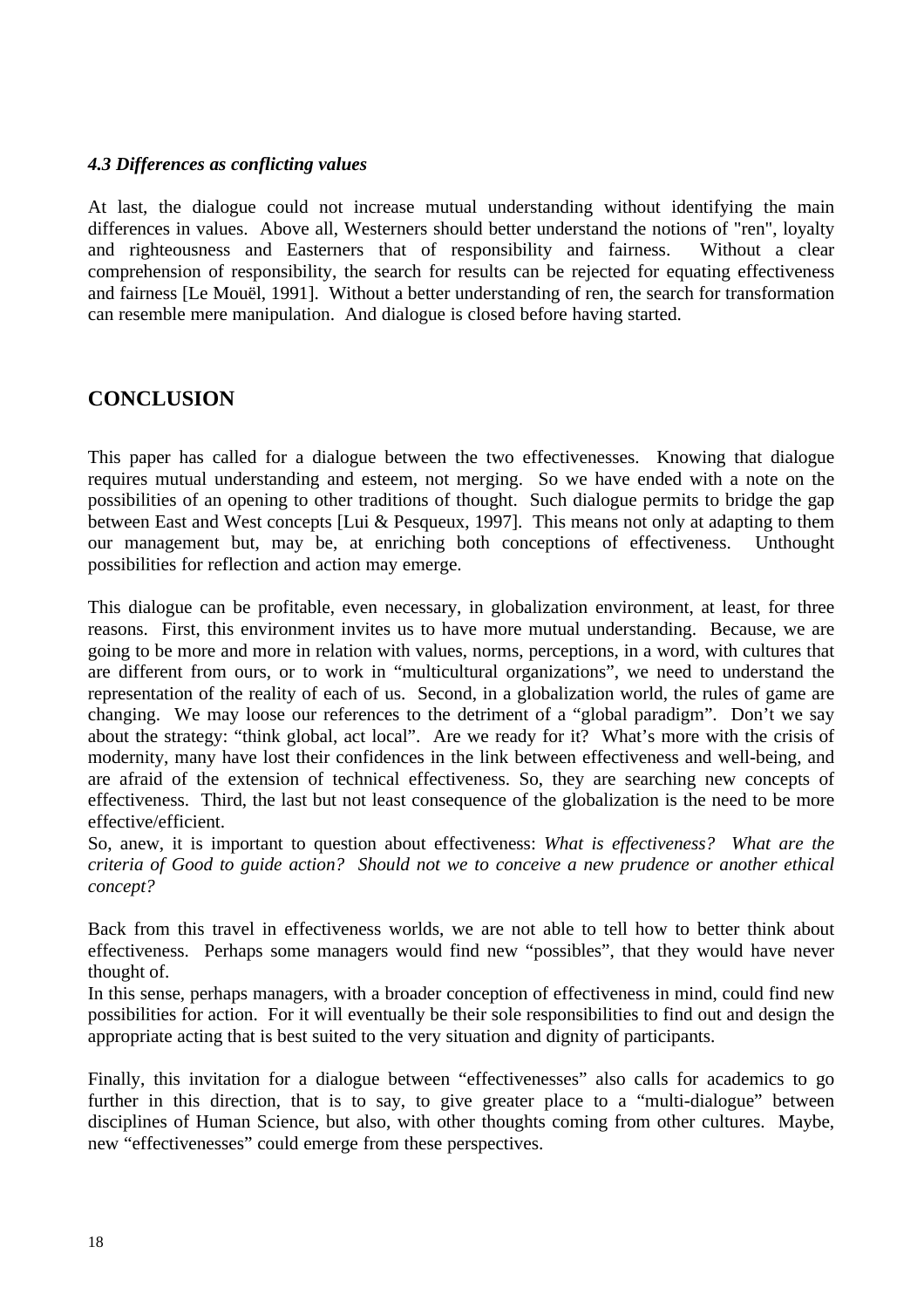### *4.3 Differences as conflicting values*

At last, the dialogue could not increase mutual understanding without identifying the main differences in values. Above all, Westerners should better understand the notions of "ren", loyalty and righteousness and Easterners that of responsibility and fairness. Without a clear comprehension of responsibility, the search for results can be rejected for equating effectiveness and fairness [Le Mouël, 1991]. Without a better understanding of ren, the search for transformation can resemble mere manipulation. And dialogue is closed before having started.

## CONCLUSION

This paper has called for a dialogue between the two effectivenesses. Knowing that dialogue requires mutual understanding and esteem, not merging. So we have ended with a note on the possibilities of an opening to other traditions of thought. Such dialogue permits to bridge the gap between East and West concepts [Lui & Pesqueux, 1997]. This means not only at adapting to them our management but, may be, at enriching both conceptions of effectiveness. Unthought possibilities for reflection and action may emerge.

This dialogue can be profitable, even necessary, in globalization environment, at least, for three reasons. First, this environment invites us to have more mutual understanding. Because, we are going to be more and more in relation with values, norms, perceptions, in a word, with cultures that are different from ours, or to work in "multicultural organizations", we need to understand the representation of the reality of each of us. Second, in a globalization world, the rules of game are changing. We may loose our references to the detriment of a "global paradigm". Don't we say about the strategy: "think global, act local". Are we ready for it? What's more with the crisis of modernity, many have lost their confidences in the link between effectiveness and well-being, and are afraid of the extension of technical effectiveness. So, they are searching new concepts of effectiveness. Third, the last but not least consequence of the globalization is the need to be more effective/efficient.
So, anew, it is important to question about effectiveness: *What is effectiveness? What are the criteria of Good to guide action? Should not we to conceive a new prudence or another ethical concept?*

Back from this travel in effectiveness worlds, we are not able to tell how to better think about effectiveness. Perhaps some managers would find new "possibles", that they would have never thought of.
In this sense, perhaps managers, with a broader conception of effectiveness in mind, could find new possibilities for action. For it will eventually be their sole responsibilities to find out and design the appropriate acting that is best suited to the very situation and dignity of participants.

Finally, this invitation for a dialogue between "effectivenesses" also calls for academics to go further in this direction, that is to say, to give greater place to a "multi-dialogue" between disciplines of Human Science, but also, with other thoughts coming from other cultures. Maybe, new "effectivenesses" could emerge from these perspectives.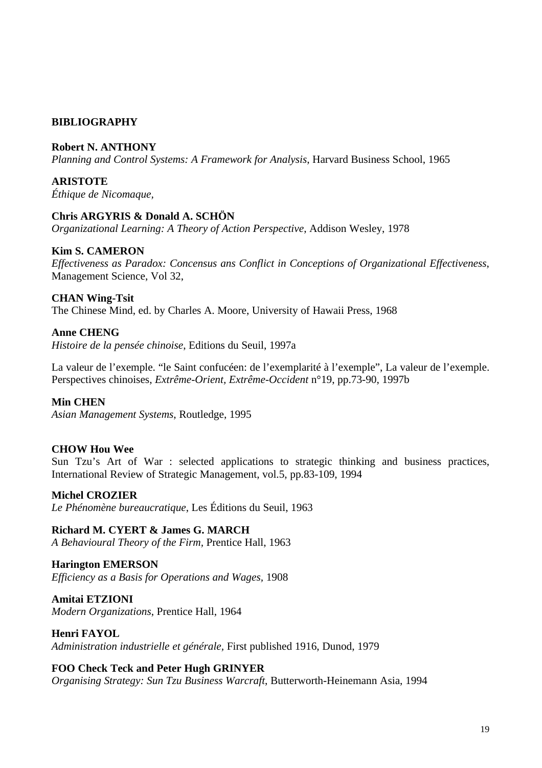**BIBLIOGRAPHY**

**Robert N. ANTHONY**
*Planning and Control Systems: A Framework for Analysis*, Harvard Business School, 1965

**ARISTOTE**
*Éthique de Nicomaque,*

**Chris ARGYRIS & Donald A. SCHÖN**
*Organizational Learning: A Theory of Action Perspective*, Addison Wesley, 1978

**Kim S. CAMERON**
*Effectiveness as Paradox: Concensus ans Conflict in Conceptions of Organizational Effectiveness*, Management Science, Vol 32,

**CHAN Wing-Tsit**
The Chinese Mind, ed. by Charles A. Moore, University of Hawaii Press, 1968

**Anne CHENG**
*Histoire de la pensée chinoise*, Editions du Seuil, 1997a

La valeur de l'exemple. "le Saint confucéen: de l'exemplarité à l'exemple", La valeur de l'exemple. Perspectives chinoises, *Extrême-Orient, Extrême-Occident* n°19, pp.73-90, 1997b

**Min CHEN**
*Asian Management Systems*, Routledge, 1995

**CHOW Hou Wee**
Sun Tzu's Art of War : selected applications to strategic thinking and business practices, International Review of Strategic Management, vol.5, pp.83-109, 1994

**Michel CROZIER**
*Le Phénomène bureaucratique*, Les Éditions du Seuil, 1963

**Richard M. CYERT & James G. MARCH**
*A Behavioural Theory of the Firm*, Prentice Hall, 1963

**Harington EMERSON**
*Efficiency as a Basis for Operations and Wages,* 1908

**Amitai ETZIONI**
*Modern Organizations*, Prentice Hall, 1964

**Henri FAYOL**
*Administration industrielle et générale*, First published 1916, Dunod, 1979

**FOO Check Teck and Peter Hugh GRINYER**
*Organising Strategy: Sun Tzu Business Warcraft*, Butterworth-Heinemann Asia, 1994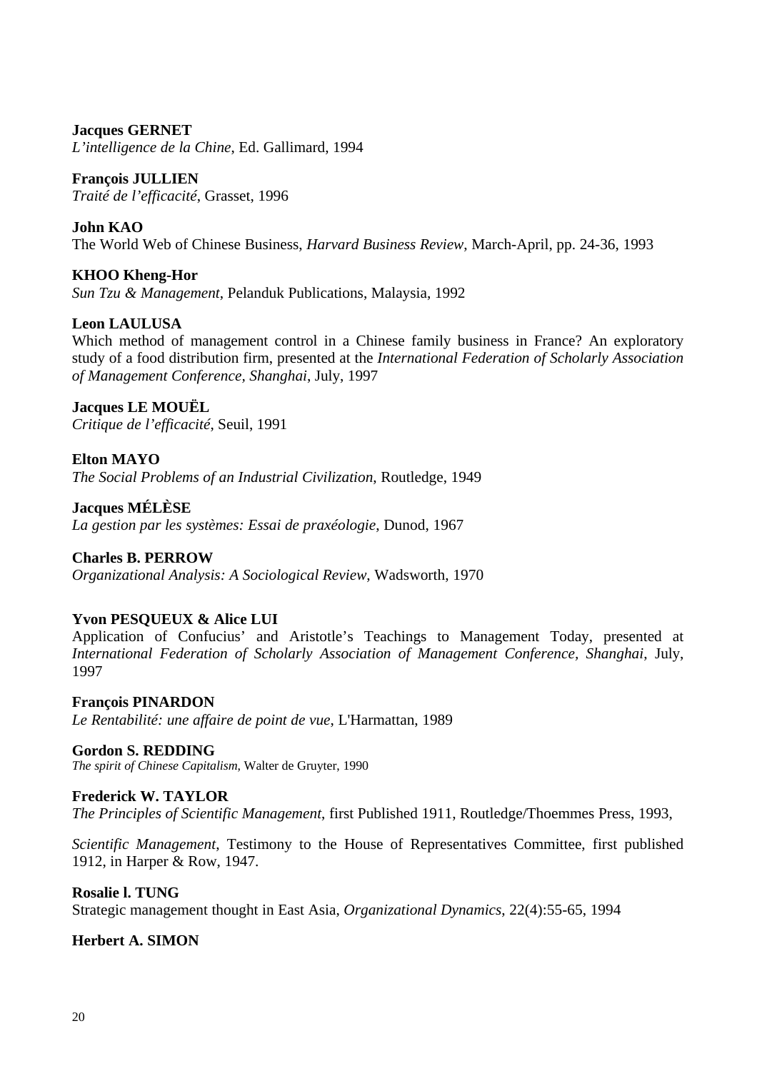**Jacques GERNET**
*L'intelligence de la Chine*, Ed. Gallimard, 1994

**François JULLIEN**
*Traité de l'efficacité*, Grasset, 1996

**John KAO**
The World Web of Chinese Business, *Harvard Business Review*, March-April, pp. 24-36, 1993

**KHOO Kheng-Hor**
*Sun Tzu & Management*, Pelanduk Publications, Malaysia, 1992

**Leon LAULUSA**
Which method of management control in a Chinese family business in France? An exploratory study of a food distribution firm, presented at the *International Federation of Scholarly Association of Management Conference, Shanghai*, July, 1997

**Jacques LE MOUËL**
*Critique de l'efficacité*, Seuil, 1991

**Elton MAYO**
*The Social Problems of an Industrial Civilization*, Routledge, 1949

**Jacques MÉLÈSE**
*La gestion par les systèmes: Essai de praxéologie*, Dunod, 1967

**Charles B. PERROW**
*Organizational Analysis: A Sociological Review*, Wadsworth, 1970

**Yvon PESQUEUX & Alice LUI**
Application of Confucius' and Aristotle's Teachings to Management Today, presented at *International Federation of Scholarly Association of Management Conference, Shanghai*, July, 1997

**François PINARDON**
*Le Rentabilité: une affaire de point de vue*, L'Harmattan, 1989

**Gordon S. REDDING**
*The spirit of Chinese Capitalism*, Walter de Gruyter, 1990

**Frederick W. TAYLOR**
*The Principles of Scientific Management*, first Published 1911, Routledge/Thoemmes Press, 1993,

*Scientific Management*, Testimony to the House of Representatives Committee, first published 1912, in Harper & Row, 1947.

**Rosalie l. TUNG**
Strategic management thought in East Asia, *Organizational Dynamics*, 22(4):55-65, 1994

**Herbert A. SIMON**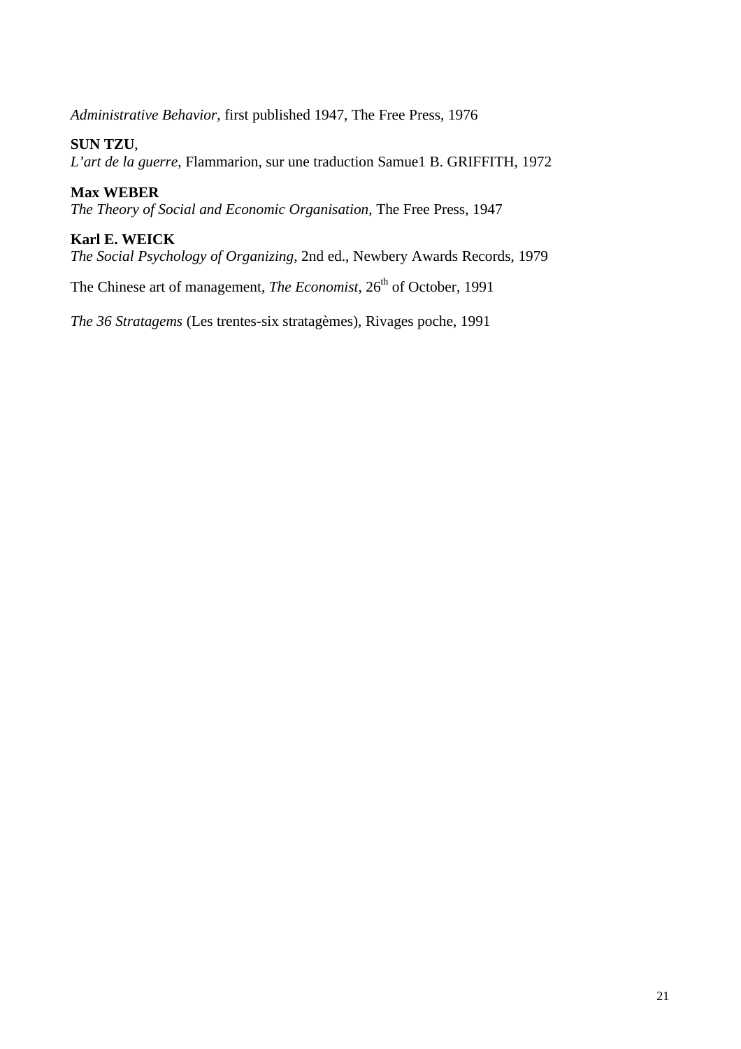*Administrative Behavior*, first published 1947, The Free Press, 1976

**SUN TZU**,
*L'art de la guerre*, Flammarion, sur une traduction Samue1 B. GRIFFITH, 1972

**Max WEBER**
*The Theory of Social and Economic Organisation*, The Free Press, 1947

**Karl E. WEICK**
*The Social Psychology of Organizing*, 2nd ed., Newbery Awards Records, 1979

The Chinese art of management, *The Economist*, 26th of October, 1991

*The 36 Stratagems* (Les trentes-six stratagèmes), Rivages poche, 1991